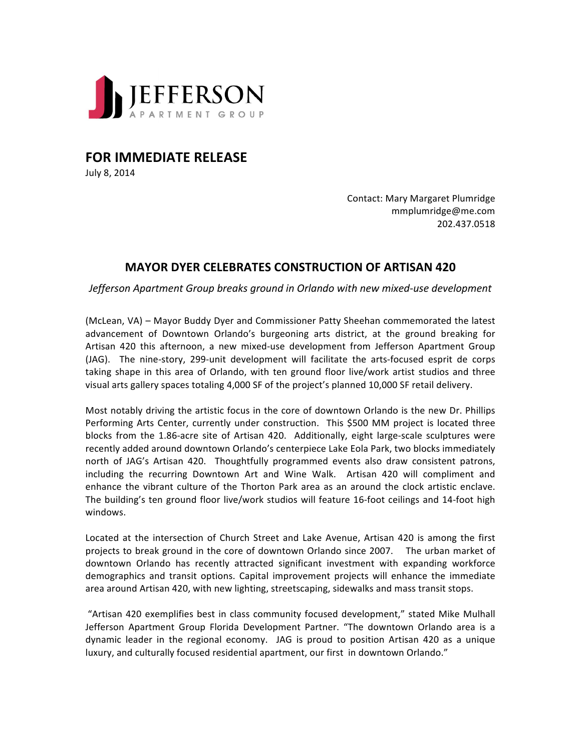JEFFERSON
APARTMENT GROUP

# FOR IMMEDIATE RELEASE

July 8, 2014

Contact: Mary Margaret Plumridge
mmplumridge@me.com
202.437.0518

## MAYOR DYER CELEBRATES CONSTRUCTION OF ARTISAN 420

*Jefferson Apartment Group breaks ground in Orlando with new mixed-use development*

(McLean, VA) – Mayor Buddy Dyer and Commissioner Patty Sheehan commemorated the latest advancement of Downtown Orlando's burgeoning arts district, at the ground breaking for Artisan 420 this afternoon, a new mixed-use development from Jefferson Apartment Group (JAG). The nine-story, 299-unit development will facilitate the arts-focused esprit de corps taking shape in this area of Orlando, with ten ground floor live/work artist studios and three visual arts gallery spaces totaling 4,000 SF of the project's planned 10,000 SF retail delivery.

Most notably driving the artistic focus in the core of downtown Orlando is the new Dr. Phillips Performing Arts Center, currently under construction. This $500 MM project is located three blocks from the 1.86-acre site of Artisan 420. Additionally, eight large-scale sculptures were recently added around downtown Orlando's centerpiece Lake Eola Park, two blocks immediately north of JAG's Artisan 420. Thoughtfully programmed events also draw consistent patrons, including the recurring Downtown Art and Wine Walk. Artisan 420 will compliment and enhance the vibrant culture of the Thorton Park area as an around the clock artistic enclave. The building's ten ground floor live/work studios will feature 16-foot ceilings and 14-foot high windows.

Located at the intersection of Church Street and Lake Avenue, Artisan 420 is among the first projects to break ground in the core of downtown Orlando since 2007. The urban market of downtown Orlando has recently attracted significant investment with expanding workforce demographics and transit options. Capital improvement projects will enhance the immediate area around Artisan 420, with new lighting, streetscaping, sidewalks and mass transit stops.

"Artisan 420 exemplifies best in class community focused development," stated Mike Mulhall Jefferson Apartment Group Florida Development Partner. "The downtown Orlando area is a dynamic leader in the regional economy. JAG is proud to position Artisan 420 as a unique luxury, and culturally focused residential apartment, our first in downtown Orlando."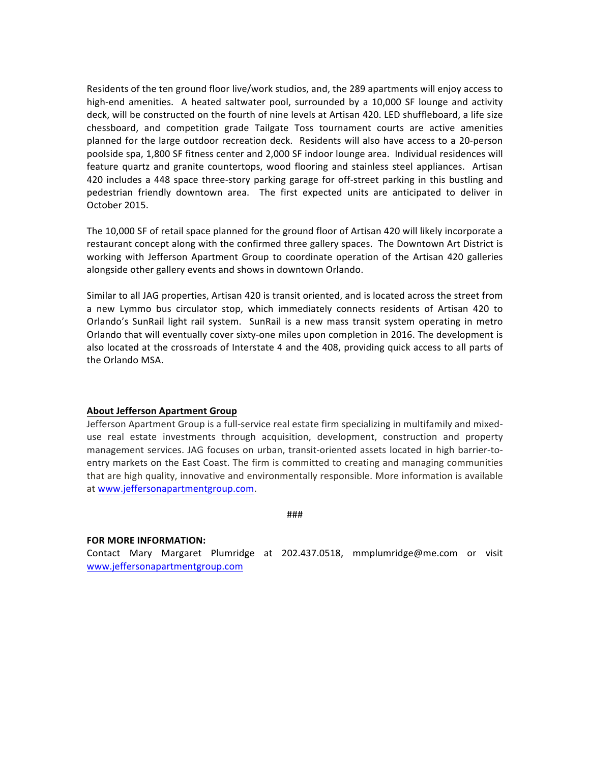Residents of the ten ground floor live/work studios, and, the 289 apartments will enjoy access to high-end amenities. A heated saltwater pool, surrounded by a 10,000 SF lounge and activity deck, will be constructed on the fourth of nine levels at Artisan 420. LED shuffleboard, a life size chessboard, and competition grade Tailgate Toss tournament courts are active amenities planned for the large outdoor recreation deck. Residents will also have access to a 20-person poolside spa, 1,800 SF fitness center and 2,000 SF indoor lounge area. Individual residences will feature quartz and granite countertops, wood flooring and stainless steel appliances. Artisan 420 includes a 448 space three-story parking garage for off-street parking in this bustling and pedestrian friendly downtown area. The first expected units are anticipated to deliver in October 2015.

The 10,000 SF of retail space planned for the ground floor of Artisan 420 will likely incorporate a restaurant concept along with the confirmed three gallery spaces. The Downtown Art District is working with Jefferson Apartment Group to coordinate operation of the Artisan 420 galleries alongside other gallery events and shows in downtown Orlando.

Similar to all JAG properties, Artisan 420 is transit oriented, and is located across the street from a new Lymmo bus circulator stop, which immediately connects residents of Artisan 420 to Orlando's SunRail light rail system. SunRail is a new mass transit system operating in metro Orlando that will eventually cover sixty-one miles upon completion in 2016. The development is also located at the crossroads of Interstate 4 and the 408, providing quick access to all parts of the Orlando MSA.

**About Jefferson Apartment Group**

Jefferson Apartment Group is a full-service real estate firm specializing in multifamily and mixed-use real estate investments through acquisition, development, construction and property management services. JAG focuses on urban, transit-oriented assets located in high barrier-to-entry markets on the East Coast. The firm is committed to creating and managing communities that are high quality, innovative and environmentally responsible. More information is available at www.jeffersonapartmentgroup.com.

###

**FOR MORE INFORMATION:**

Contact Mary Margaret Plumridge at 202.437.0518, mmplumridge@me.com or visit www.jeffersonapartmentgroup.com